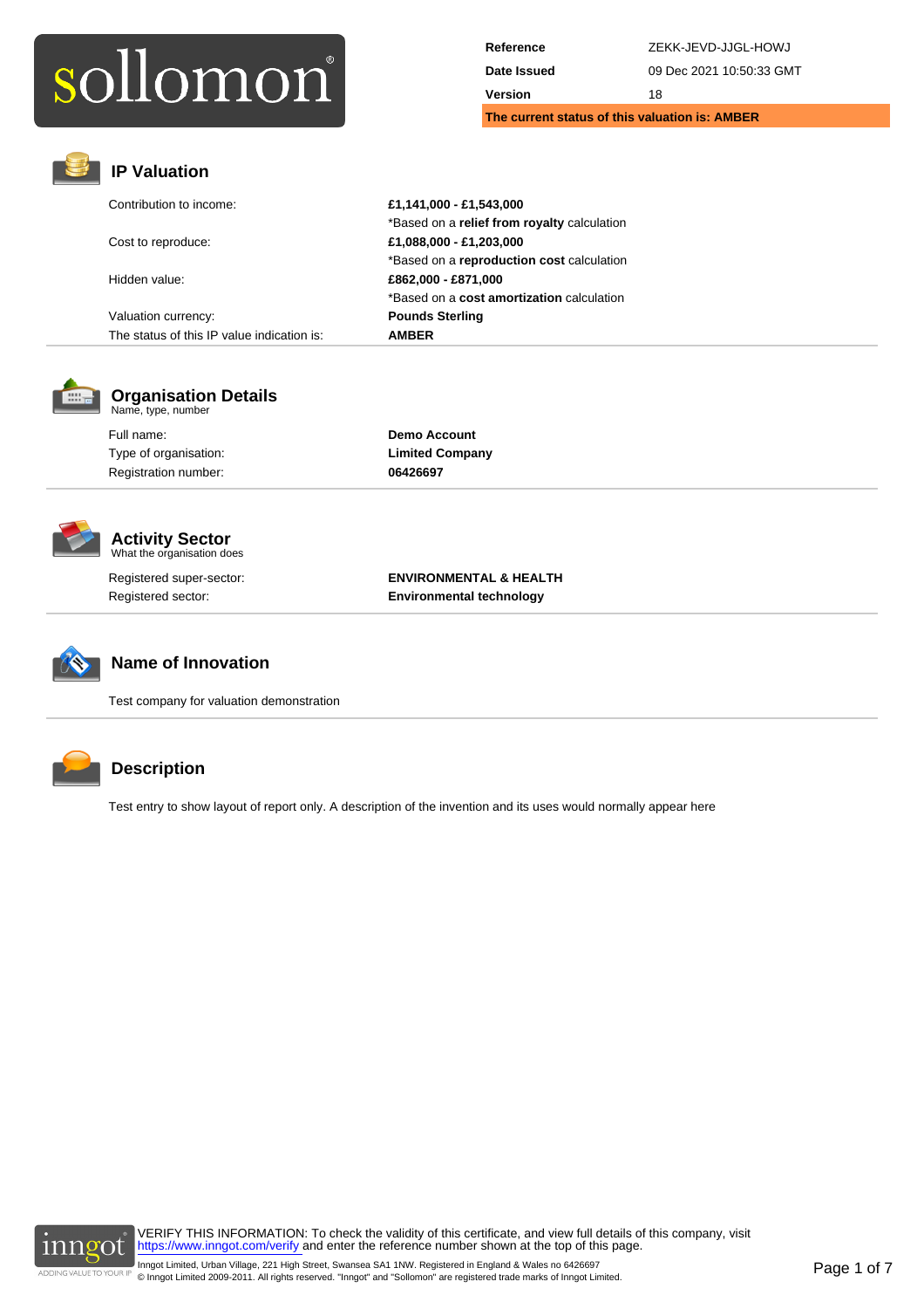# sollomon®

| | |
|---|---|
| **Reference** | ZEKK-JEVD-JJGL-HOWJ |
| **Date Issued** | 09 Dec 2021 10:50:33 GMT |
| **Version** | 18 |

**The current status of this valuation is: AMBER**

## IP Valuation

| | |
|---|---|
| Contribution to income: | **£1,141,000 - £1,543,000**<br>*Based on a **relief from royalty** calculation |
| Cost to reproduce: | **£1,088,000 - £1,203,000**<br>*Based on a **reproduction cost** calculation |
| Hidden value: | **£862,000 - £871,000**<br>*Based on a **cost amortization** calculation |
| Valuation currency: | **Pounds Sterling** |
| The status of this IP value indication is: | **AMBER** |

## Organisation Details

Name, type, number

| | |
|---|---|
| Full name: | **Demo Account** |
| Type of organisation: | **Limited Company** |
| Registration number: | **06426697** |

## Activity Sector

What the organisation does

| | |
|---|---|
| Registered super-sector: | **ENVIRONMENTAL & HEALTH** |
| Registered sector: | **Environmental technology** |

## Name of Innovation

Test company for valuation demonstration

## Description

Test entry to show layout of report only. A description of the invention and its uses would normally appear here

VERIFY THIS INFORMATION: To check the validity of this certificate, and view full details of this company, visit https://www.inngot.com/verify and enter the reference number shown at the top of this page.

Inngot Limited, Urban Village, 221 High Street, Swansea SA1 1NW. Registered in England & Wales no 6426697
© Inngot Limited 2009-2011. All rights reserved. "Inngot" and "Sollomon" are registered trade marks of Inngot Limited.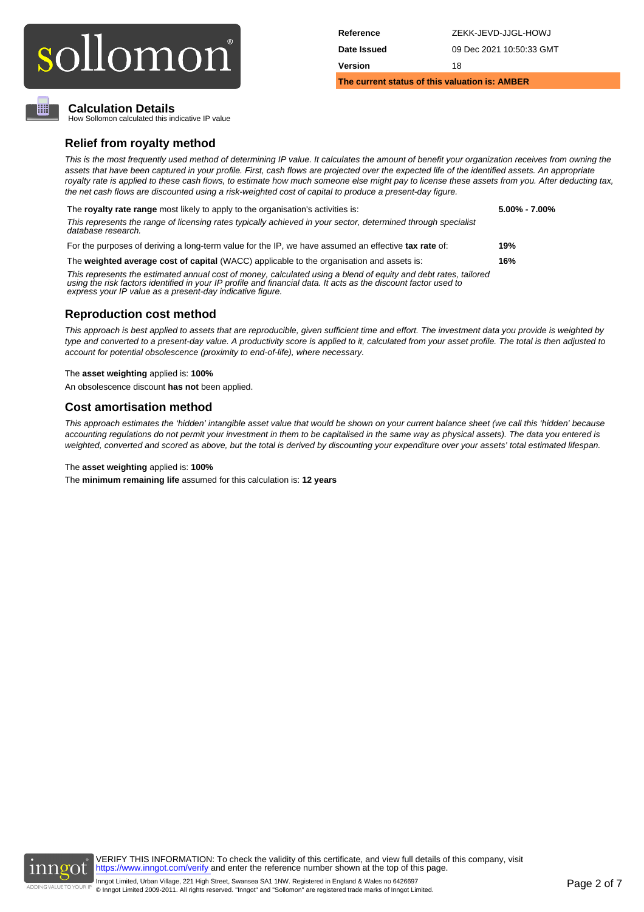| | |
|---|---|
| **Reference** | ZEKK-JEVD-JJGL-HOWJ |
| **Date Issued** | 09 Dec 2021 10:50:33 GMT |
| **Version** | 18 |

**The current status of this valuation is: AMBER**

## Calculation Details

How Sollomon calculated this indicative IP value

### Relief from royalty method

*This is the most frequently used method of determining IP value. It calculates the amount of benefit your organization receives from owning the assets that have been captured in your profile. First, cash flows are projected over the expected life of the identified assets. An appropriate royalty rate is applied to these cash flows, to estimate how much someone else might pay to license these assets from you. After deducting tax, the net cash flows are discounted using a risk-weighted cost of capital to produce a present-day figure.*

The **royalty rate range** most likely to apply to the organisation's activities is: **5.00% - 7.00%**

*This represents the range of licensing rates typically achieved in your sector, determined through specialist database research.*

For the purposes of deriving a long-term value for the IP, we have assumed an effective **tax rate** of: **19%**

The **weighted average cost of capital** (WACC) applicable to the organisation and assets is: **16%**

*This represents the estimated annual cost of money, calculated using a blend of equity and debt rates, tailored using the risk factors identified in your IP profile and financial data. It acts as the discount factor used to express your IP value as a present-day indicative figure.*

### Reproduction cost method

*This approach is best applied to assets that are reproducible, given sufficient time and effort. The investment data you provide is weighted by type and converted to a present-day value. A productivity score is applied to it, calculated from your asset profile. The total is then adjusted to account for potential obsolescence (proximity to end-of-life), where necessary.*

The **asset weighting** applied is: **100%**

An obsolescence discount **has not** been applied.

### Cost amortisation method

*This approach estimates the 'hidden' intangible asset value that would be shown on your current balance sheet (we call this 'hidden' because accounting regulations do not permit your investment in them to be capitalised in the same way as physical assets). The data you entered is weighted, converted and scored as above, but the total is derived by discounting your expenditure over your assets' total estimated lifespan.*

The **asset weighting** applied is: **100%**

The **minimum remaining life** assumed for this calculation is: **12 years**

VERIFY THIS INFORMATION: To check the validity of this certificate, and view full details of this company, visit https://www.inngot.com/verify and enter the reference number shown at the top of this page.

Inngot Limited, Urban Village, 221 High Street, Swansea SA1 1NW. Registered in England & Wales no 6426697
© Inngot Limited 2009-2011. All rights reserved. "Inngot" and "Sollomon" are registered trade marks of Inngot Limited.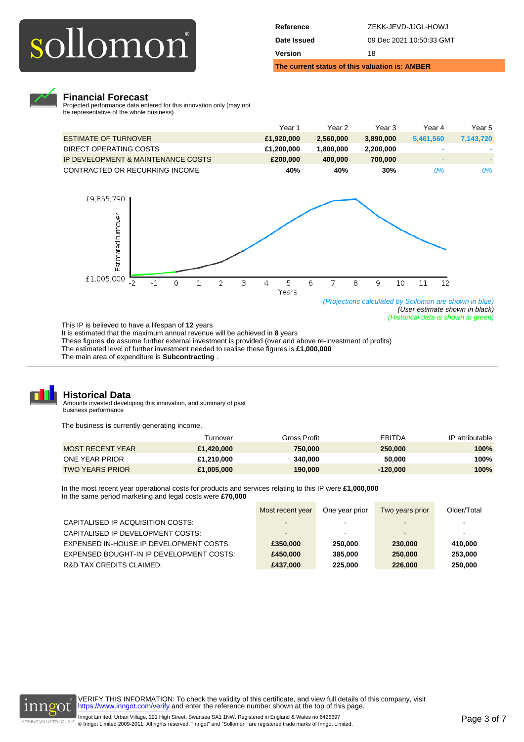sollomon®

| | |
|---|---|
| **Reference** | ZEKK-JEVD-JJGL-HOWJ |
| **Date Issued** | 09 Dec 2021 10:50:33 GMT |
| **Version** | 18 |

**The current status of this valuation is: AMBER**

## Financial Forecast

Projected performance data entered for this innovation only (may not be representative of the whole business)

| | Year 1 | Year 2 | Year 3 | Year 4 | Year 5 |
|---|---|---|---|---|---|
| ESTIMATE OF TURNOVER | **£1,920,000** | **2,560,000** | **3,890,000** | **5,461,560** | **7,143,720** |
| DIRECT OPERATING COSTS | **£1,200,000** | **1,800,000** | **2,200,000** | - | - |
| IP DEVELOPMENT & MAINTENANCE COSTS | **£200,000** | **400,000** | **700,000** | - | - |
| CONTRACTED OR RECURRING INCOME | **40%** | **40%** | **30%** | *0%* | *0%* |

Estimated turnover: £1,005,000 – £9,855,790; Years: -2 to 12

*(Projections calculated by Sollomon are shown in blue)*
*(User estimate shown in black)*
*(Historical data is shown in green)*

This IP is believed to have a lifespan of **12** years
It is estimated that the maximum annual revenue will be achieved in **8** years
These figures **do** assume further external investment is provided (over and above re-investment of profits)
The estimated level of further investment needed to realise these figures is **£1,000,000**
The main area of expenditure is **Subcontracting** .

## Historical Data

Amounts invested developing this innovation, and summary of past business performance

The business **is** currently generating income.

| | Turnover | Gross Profit | EBITDA | IP attributable |
|---|---|---|---|---|
| MOST RECENT YEAR | **£1,420,000** | **750,000** | **250,000** | **100%** |
| ONE YEAR PRIOR | **£1,210,000** | **340,000** | **50,000** | **100%** |
| TWO YEARS PRIOR | **£1,005,000** | **190,000** | **-120,000** | **100%** |

In the most recent year operational costs for products and services relating to this IP were **£1,000,000**
In the same period marketing and legal costs were **£70,000**

| | Most recent year | One year prior | Two years prior | Older/Total |
|---|---|---|---|---|
| CAPITALISED IP ACQUISITION COSTS: | - | - | - | - |
| CAPITALISED IP DEVELOPMENT COSTS: | - | - | - | - |
| EXPENSED IN-HOUSE IP DEVELOPMENT COSTS: | **£350,000** | **250,000** | **230,000** | **410,000** |
| EXPENSED BOUGHT-IN IP DEVELOPMENT COSTS: | **£450,000** | **385,000** | **250,000** | **253,000** |
| R&D TAX CREDITS CLAIMED: | **£437,000** | **225,000** | **226,000** | **250,000** |

VERIFY THIS INFORMATION: To check the validity of this certificate, and view full details of this company, visit https://www.inngot.com/verify and enter the reference number shown at the top of this page.

Inngot Limited, Urban Village, 221 High Street, Swansea SA1 1NW. Registered in England & Wales no 6426697
© Inngot Limited 2009-2011. All rights reserved. "Inngot" and "Sollomon" are registered trade marks of Inngot Limited.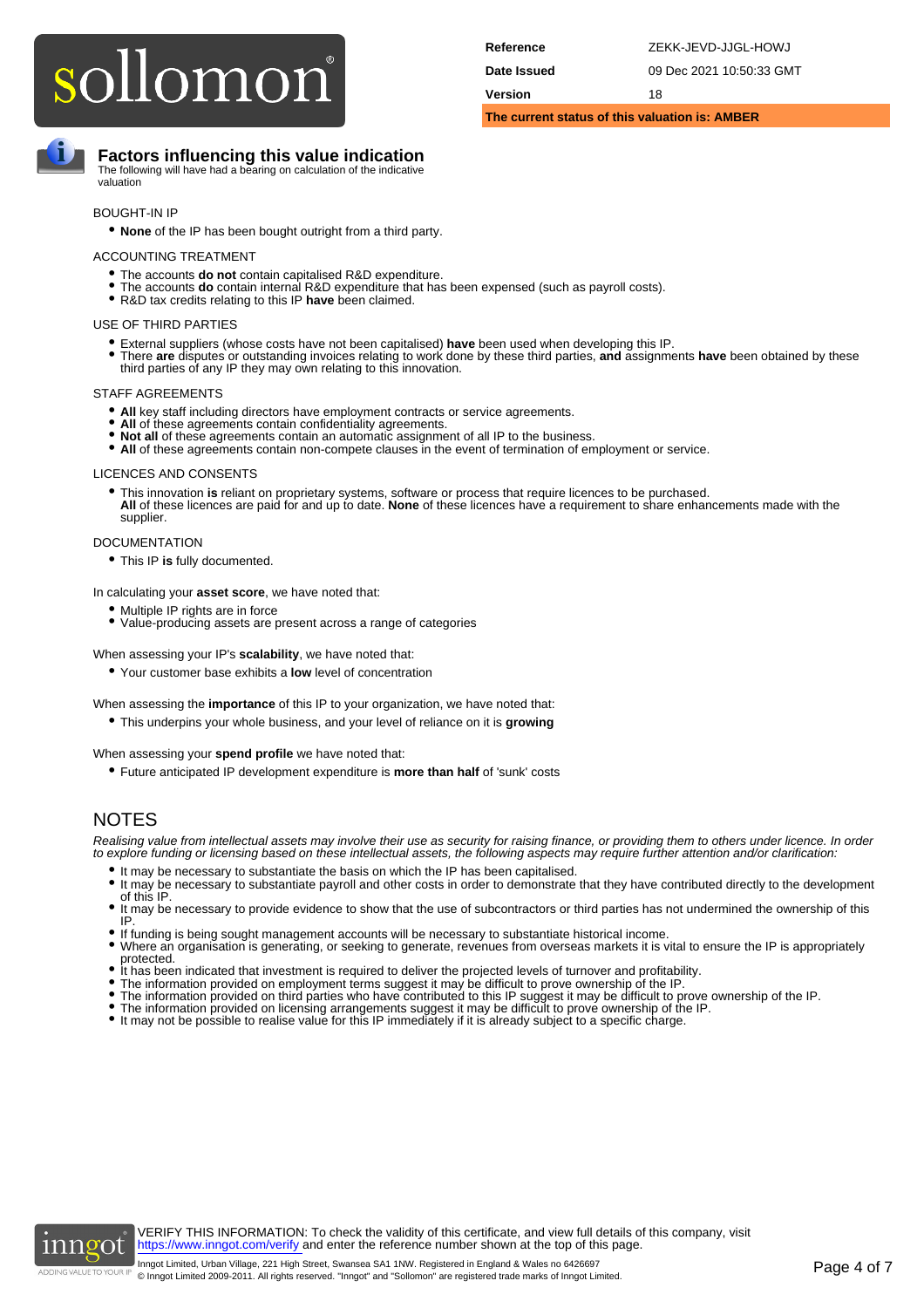sollomon®

| | |
|---|---|
| **Reference** | ZEKK-JEVD-JJGL-HOWJ |
| **Date Issued** | 09 Dec 2021 10:50:33 GMT |
| **Version** | 18 |

**The current status of this valuation is: AMBER**

## Factors influencing this value indication

The following will have had a bearing on calculation of the indicative valuation

BOUGHT-IN IP

- **None** of the IP has been bought outright from a third party.

ACCOUNTING TREATMENT

- The accounts **do not** contain capitalised R&D expenditure.
- The accounts **do** contain internal R&D expenditure that has been expensed (such as payroll costs).
- R&D tax credits relating to this IP **have** been claimed.

USE OF THIRD PARTIES

- External suppliers (whose costs have not been capitalised) **have** been used when developing this IP.
- There **are** disputes or outstanding invoices relating to work done by these third parties, **and** assignments **have** been obtained by these third parties of any IP they may own relating to this innovation.

STAFF AGREEMENTS

- **All** key staff including directors have employment contracts or service agreements.
- **All** of these agreements contain confidentiality agreements.
- **Not all** of these agreements contain an automatic assignment of all IP to the business.
- **All** of these agreements contain non-compete clauses in the event of termination of employment or service.

LICENCES AND CONSENTS

- This innovation **is** reliant on proprietary systems, software or process that require licences to be purchased. **All** of these licences are paid for and up to date. **None** of these licences have a requirement to share enhancements made with the supplier.

DOCUMENTATION

- This IP **is** fully documented.

In calculating your **asset score**, we have noted that:

- Multiple IP rights are in force
- Value-producing assets are present across a range of categories

When assessing your IP's **scalability**, we have noted that:

- Your customer base exhibits a **low** level of concentration

When assessing the **importance** of this IP to your organization, we have noted that:

- This underpins your whole business, and your level of reliance on it is **growing**

When assessing your **spend profile** we have noted that:

- Future anticipated IP development expenditure is **more than half** of 'sunk' costs

## NOTES

*Realising value from intellectual assets may involve their use as security for raising finance, or providing them to others under licence. In order to explore funding or licensing based on these intellectual assets, the following aspects may require further attention and/or clarification:*

- It may be necessary to substantiate the basis on which the IP has been capitalised.
- It may be necessary to substantiate payroll and other costs in order to demonstrate that they have contributed directly to the development of this IP.
- It may be necessary to provide evidence to show that the use of subcontractors or third parties has not undermined the ownership of this IP.
- If funding is being sought management accounts will be necessary to substantiate historical income.
- Where an organisation is generating, or seeking to generate, revenues from overseas markets it is vital to ensure the IP is appropriately protected.
- It has been indicated that investment is required to deliver the projected levels of turnover and profitability.
- The information provided on employment terms suggest it may be difficult to prove ownership of the IP.
- The information provided on third parties who have contributed to this IP suggest it may be difficult to prove ownership of the IP.
- The information provided on licensing arrangements suggest it may be difficult to prove ownership of the IP.
- It may not be possible to realise value for this IP immediately if it is already subject to a specific charge.

VERIFY THIS INFORMATION: To check the validity of this certificate, and view full details of this company, visit https://www.inngot.com/verify and enter the reference number shown at the top of this page.

Inngot Limited, Urban Village, 221 High Street, Swansea SA1 1NW. Registered in England & Wales no 6426697
© Inngot Limited 2009-2011. All rights reserved. "Inngot" and "Sollomon" are registered trade marks of Inngot Limited.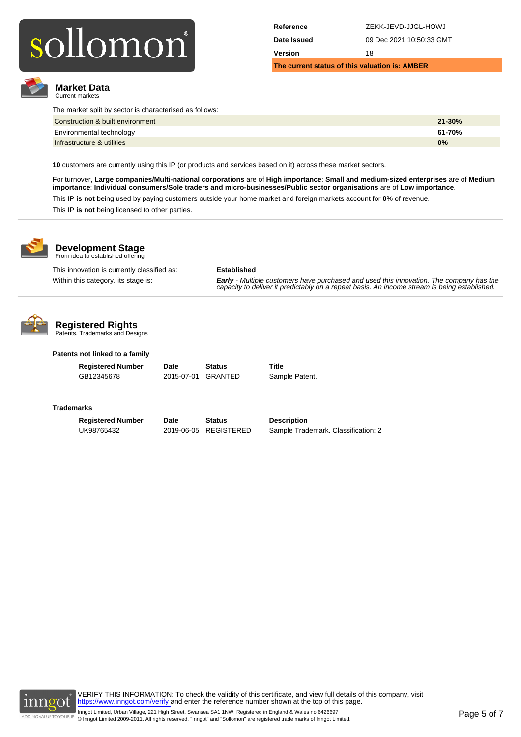| Reference | ZEKK-JEVD-JJGL-HOWJ |
| --- | --- |
| Date Issued | 09 Dec 2021 10:50:33 GMT |
| Version | 18 |

**The current status of this valuation is: AMBER**

## Market Data
Current markets

The market split by sector is characterised as follows:

| Sector | Share |
| --- | --- |
| Construction & built environment | **21-30%** |
| Environmental technology | **61-70%** |
| Infrastructure & utilities | **0%** |

**10** customers are currently using this IP (or products and services based on it) across these market sectors.

For turnover, **Large companies/Multi-national corporations** are of **High importance**: **Small and medium-sized enterprises** are of **Medium importance**: **Individual consumers/Sole traders and micro-businesses/Public sector organisations** are of **Low importance**.

This IP **is not** being used by paying customers outside your home market and foreign markets account for **0**% of revenue.

This IP **is not** being licensed to other parties.

## Development Stage
From idea to established offering

This innovation is currently classified as: **Established**

Within this category, its stage is: ***Early*** *- Multiple customers have purchased and used this innovation. The company has the capacity to deliver it predictably on a repeat basis. An income stream is being established.*

## Registered Rights
Patents, Trademarks and Designs

**Patents not linked to a family**

| Registered Number | Date | Status | Title |
| --- | --- | --- | --- |
| GB12345678 | 2015-07-01 | GRANTED | Sample Patent. |

**Trademarks**

| Registered Number | Date | Status | Description |
| --- | --- | --- | --- |
| UK98765432 | 2019-06-05 | REGISTERED | Sample Trademark. Classification: 2 |

VERIFY THIS INFORMATION: To check the validity of this certificate, and view full details of this company, visit https://www.inngot.com/verify and enter the reference number shown at the top of this page.

Inngot Limited, Urban Village, 221 High Street, Swansea SA1 1NW. Registered in England & Wales no 6426697
© Inngot Limited 2009-2011. All rights reserved. "Inngot" and "Sollomon" are registered trade marks of Inngot Limited.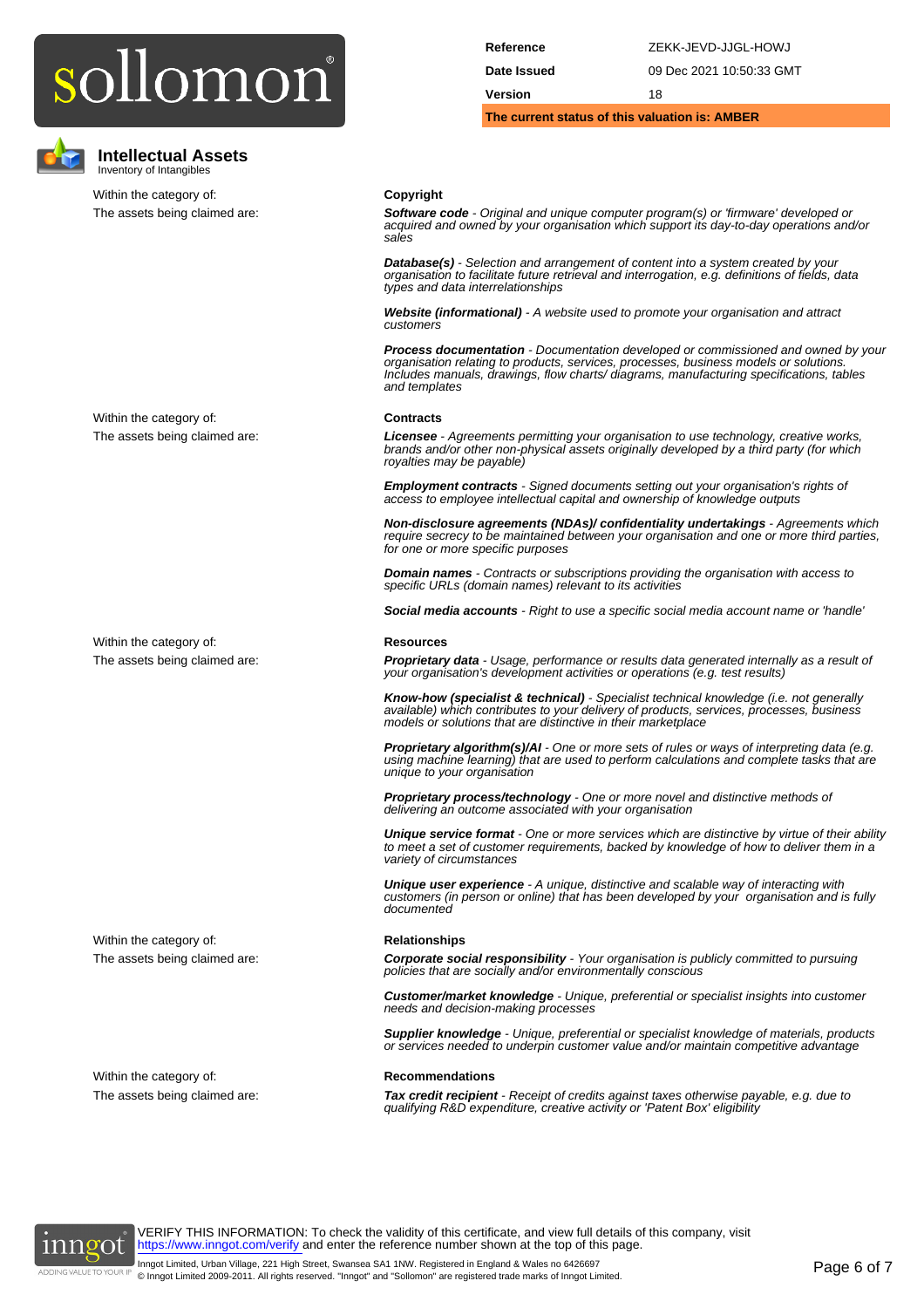sollomon®

| | |
|---|---|
| **Reference** | ZEKK-JEVD-JJGL-HOWJ |
| **Date Issued** | 09 Dec 2021 10:50:33 GMT |
| **Version** | 18 |

**The current status of this valuation is: AMBER**

## Intellectual Assets

Inventory of Intangibles

Within the category of: **Copyright**

The assets being claimed are:

***Software code*** *- Original and unique computer program(s) or 'firmware' developed or acquired and owned by your organisation which support its day-to-day operations and/or sales*

***Database(s)*** *- Selection and arrangement of content into a system created by your organisation to facilitate future retrieval and interrogation, e.g. definitions of fields, data types and data interrelationships*

***Website (informational)*** *- A website used to promote your organisation and attract customers*

***Process documentation*** *- Documentation developed or commissioned and owned by your organisation relating to products, services, processes, business models or solutions. Includes manuals, drawings, flow charts/ diagrams, manufacturing specifications, tables and templates*

Within the category of: **Contracts**

The assets being claimed are:

***Licensee*** *- Agreements permitting your organisation to use technology, creative works, brands and/or other non-physical assets originally developed by a third party (for which royalties may be payable)*

***Employment contracts*** *- Signed documents setting out your organisation's rights of access to employee intellectual capital and ownership of knowledge outputs*

***Non-disclosure agreements (NDAs)/ confidentiality undertakings*** *- Agreements which require secrecy to be maintained between your organisation and one or more third parties, for one or more specific purposes*

***Domain names*** *- Contracts or subscriptions providing the organisation with access to specific URLs (domain names) relevant to its activities*

***Social media accounts*** *- Right to use a specific social media account name or 'handle'*

Within the category of: **Resources**

The assets being claimed are:

***Proprietary data*** *- Usage, performance or results data generated internally as a result of your organisation's development activities or operations (e.g. test results)*

***Know-how (specialist & technical)*** *- Specialist technical knowledge (i.e. not generally available) which contributes to your delivery of products, services, processes, business models or solutions that are distinctive in their marketplace*

***Proprietary algorithm(s)/AI*** *- One or more sets of rules or ways of interpreting data (e.g. using machine learning) that are used to perform calculations and complete tasks that are unique to your organisation*

***Proprietary process/technology*** *- One or more novel and distinctive methods of delivering an outcome associated with your organisation*

***Unique service format*** *- One or more services which are distinctive by virtue of their ability to meet a set of customer requirements, backed by knowledge of how to deliver them in a variety of circumstances*

***Unique user experience*** *- A unique, distinctive and scalable way of interacting with customers (in person or online) that has been developed by your organisation and is fully documented*

Within the category of: **Relationships**

The assets being claimed are:

***Corporate social responsibility*** *- Your organisation is publicly committed to pursuing policies that are socially and/or environmentally conscious*

***Customer/market knowledge*** *- Unique, preferential or specialist insights into customer needs and decision-making processes*

***Supplier knowledge*** *- Unique, preferential or specialist knowledge of materials, products or services needed to underpin customer value and/or maintain competitive advantage*

Within the category of: **Recommendations**

The assets being claimed are:

***Tax credit recipient*** *- Receipt of credits against taxes otherwise payable, e.g. due to qualifying R&D expenditure, creative activity or 'Patent Box' eligibility*

VERIFY THIS INFORMATION: To check the validity of this certificate, and view full details of this company, visit https://www.inngot.com/verify and enter the reference number shown at the top of this page.

Inngot Limited, Urban Village, 221 High Street, Swansea SA1 1NW. Registered in England & Wales no 6426697
© Inngot Limited 2009-2011. All rights reserved. "Inngot" and "Sollomon" are registered trade marks of Inngot Limited.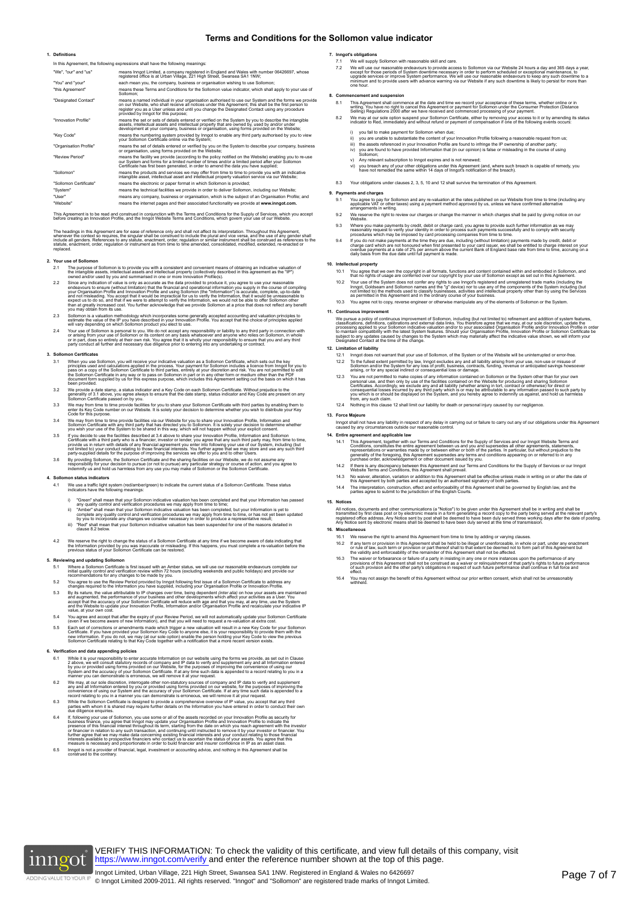# Terms and Conditions for the Sollomon value indicator

## 1. Definitions

In this Agreement, the following expressions shall have the following meanings:

| | |
|---|---|
| "We", "our" and "us" | means Inngot Limited, a company registered in England and Wales with number 06426697, whose registered office is at Urban Village, 221 High Street, Swansea SA1 1NW; |
| "You" and "your" | each mean you, the company, business or organisation wishing to use Sollomon; |
| "this Agreement" | means these Terms and Conditions for the Sollomon value indicator, which shall apply to your use of Sollomon; |
| "Designated Contact" | means a named individual in your organisation authorised to use our System and the forms we provide on our Website, who shall receive all notices under this Agreement; this shall be the first person to register you as a User unless and until you change the Designated Contact using any procedure provided by Inngot for this purpose; |
| "Innovation Profile" | means the set or sets of details entered or verified on the System by you to describe the intangible assets, intellectual assets and intellectual property that are owned by, used by and/or under development at your company, business or organisation, using forms provided on the Website; |
| "Key Code" | means the numbering system provided by Inngot to enable any third party authorised by you to view your Sollomon Certificate online via the System; |
| "Organisation Profile" | means the set of details entered or verified by you on the System to describe your company, business or organisation, using forms provided on the Website; |
| "Review Period" | means the facility we provide (according to the policy notified on the Website) enabling you to re-use our System and forms for a limited number of times and/or a limited period after your Sollomon Certificate has first been generated, in order to amend the data you have supplied; |
| "Sollomon" | means the products and services we may offer from time to time to provide you with an indicative intangible asset, intellectual asset and intellectual property valuation service via our Website; |
| "Sollomon Certificate" | means the electronic or paper format in which Sollomon is provided; |
| "System" | means the technical facilities we provide in order to deliver Sollomon, including our Website; |
| "User" | means any company, business or organisation, which is the subject of an Organisation Profile; and |
| "Website" | means the internet pages and their associated functionality we provide at **www.inngot.com**. |

This Agreement is to be read and construed in conjunction with the Terms and Conditions for the Supply of Services, which you accept before creating an Innovation Profile, and the Inngot Website Terms and Conditions, which govern your use of our Website.

The headings in this Agreement are for ease of reference only and shall not affect its interpretation. Throughout this Agreement, whenever the context so requires, the singular shall be construed to include the plural and vice versa, and the use of any gender shall include all genders. References to any statute, enactment, order, regulation or similar instrument shall be construed as references to the statute, enactment, order, regulation or instrument as from time to time amended, consolidated, modified, extended, re-enacted or replaced.

## 2. Your use of Sollomon

2.1 The purpose of Sollomon is to provide you with a consistent and convenient means of obtaining an indicative valuation of the intangible assets, intellectual assets and intellectual property (collectively described in this agreement as the "IP") owned and/or used by you and summarised in one or more Innovation Profile(s).

2.2 Since any indication of value is only as accurate as the data provided to produce it, you agree to use your reasonable endeavours to ensure (without limitation) that the financial and operational information you supply in the course of compiling your Organisation Profile and Innovation Profile and using Sollomon (the "Information") is accurate, complete, up-to-date and not misleading. You accept that it would be impractical for us to verify the Information, that it would be unreasonable to expect us to do so, and that if we were to attempt to verify the Information, we would not be able to offer Sollomon other than at greatly increased cost. You further acknowledge that we provide Sollomon at a price that does not reflect any benefit you may obtain from its use.

2.3 Sollomon is a valuation methodology which incorporates some generally accepted accounting and valuation principles to estimate the value of the IP you have described in your Innovation Profile. You accept that the choice of principles applied will vary depending on which Sollomon product you elect to use.

2.4 Your use of Sollomon is personal to you. We do not accept any responsibility or liability to any third party in connection with or arising from your use of Sollomon or its content on any basis whatsoever and anyone who relies on Sollomon, in whole or in part, does so entirely at their own risk. You agree that it is wholly your responsibility to ensure that you and any third party conduct all further and necessary due diligence prior to entering into any undertaking or contract.

## 3. Sollomon Certificates

3.1 When you use Sollomon, you will receive your indicative valuation as a Sollomon Certificate, which sets out the key principles used and calculations applied in the process. Your payment for Sollomon includes a licence from Inngot for you to pass on a copy of the Sollomon Certificate to third parties, entirely at your discretion and risk. You are not permitted to edit the Sollomon Certificate in any way or to pass on Sollomon in part or in any other form or medium other than the PDF document form supplied by us for this express purpose, which includes this Agreement setting out the basis on which it has been provided.

3.2 We provide a date stamp, a status indicator and a Key Code on each Sollomon Certificate. Without prejudice to the generality of 3.1 above, you agree always to ensure that the date stamp, status indicator and Key Code are present on any Sollomon Certificate passed on by you.

3.3 We may from time to time provide facilities for you to share your Sollomon Certificate with third parties by enabling them to enter its Key Code number on our Website. It is solely your decision to determine whether you wish to distribute your Key Code for this purpose.

3.4 We may from time to time provide facilities via our Website for you to share your Innovation Profile, Information and Sollomon Certificate with any third party that has directed you to Sollomon. It is solely your decision to determine whether you wish your use of the System to be shared in this way, which will not happen without your explicit consent.

3.5 If you decide to use the facilities described at 3.4 above to share your Innovation Profile, Information and Sollomon Certificate with a third party who is a financier, investor or lender, you agree that any such third party may, from time to time, provide us in return with details of any financial agreement you enter into following your use of our System, including (but not limited to) your conduct relating to those financial interests. You further agree that we may store and use any such third party-supplied details for the purpose of improving the services we offer to you and to other Users.

3.6 By providing Sollomon, the Sollomon Certificate and the sharing facilities on our Website, we do not assume any responsibility for your decision to pursue (or not to pursue) any particular strategy or course of action, and you agree to indemnify us and hold us harmless from any use you may make of Sollomon or the Sollomon Certificate.

## 4. Sollomon status indicators

4.1 We use a traffic light system (red/amber/green) to indicate the current status of a Sollomon Certificate. These status indicators have the following meanings:

i) "Green" shall mean that your Sollomon indicative valuation has been completed and that your Information has passed any quality control and verification procedures we may apply from time to time;

ii) "Amber" shall mean that your Sollomon indicative valuation has been completed, but your Information is yet to complete any quality control and verification procedures we may apply from time to time, or has not yet been updated by you to incorporate any changes we consider necessary in order to produce a representative result;

iii) "Red" shall mean that your Sollomon indicative valuation has been suspended for one of the reasons detailed in clause 8.2 below.

4.2 We reserve the right to change the status of a Sollomon Certificate at any time if we become aware of data indicating that the Information provided by you was inaccurate or misleading. If this happens, you must complete a re-valuation before the previous status of your Sollomon Certificate can be restored.

## 5. Reviewing and updating Sollomon

5.1 Where a Sollomon Certificate is first issued with an Amber status, we will use our reasonable endeavours complete our initial quality control and verification review within 72 hours (excluding weekends and public holidays) and provide our recommendations for any changes to be made by you.

5.2 You agree to use the Review Period provided by Inngot following first issue of a Sollomon Certificate to address any changes required to the Information you have supplied, including your Organisation Profile or Innovation Profile.

5.3 By its nature, the value attributable to IP changes over time, being dependent (*inter alia*) on how your assets are maintained and augmented, the performance of your business and other developments which affect your activities as a User. You accept that the accuracy of your Sollomon Certificate will reduce with age and that you may, at any time, use the System and the Website to update your Innovation Profile, Information and/or Organisation Profile and recalculate your indicative IP value, at your own cost.

5.4 You agree and accept that after the expiry of your Review Period, we will not automatically update your Sollomon Certificate (even if we become aware of new Information), and that you will need to request a re-valuation at extra cost.

5.5 Each set of corrections or amendments made which trigger a new valuation will result in a new Key Code for your Sollomon Certificate. If you have provided your Sollomon Key Code to anyone else, it is your responsibility to provide them with the new information. If you do not, we may (at our sole option) enable the person holding your Key Code to view the previous Sollomon Certificate relating to that Key Code together with a notification that a more recent version exists.

## 6. Verification and data appending policies

6.1 While it is your responsibility to enter accurate Information on our website using the forms we provide, as set out in Clause 2 above, we will consult statutory records of company and IP data to verify and supplement any and all Information entered by you or provided using forms provided on our Website, for the purposes of improving the convenience of using our System and the accuracy of your Sollomon Certificate. If at any time such data is appended to a record relating to you in a manner you can demonstrate is erroneous, we will remove it at your request.

6.2 We may, at our sole discretion, interrogate other non-statutory sources of company and IP data to verify and supplement any and all Information entered by you or provided using forms provided on our website, for the purposes of improving the convenience of using our System and the accuracy of your Sollomon Certificate. If at any time such data is appended to a record relating to you in a manner you can demonstrate is erroneous, we will remove it at your request.

6.3 While the Sollomon Certificate is designed to provide a comprehensive overview of IP value, you accept that any third parties with whom it is shared may require further details on the Information you have entered in order to conduct their own due diligence enquiries.

6.4 If, following your use of Sollomon, you use some or all of the assets recorded on your Innovation Profile as security for business finance, you agree that Inngot may update your Organisation Profile and Innovation Profile to indicate the presence of this financial interest throughout its term, starting from the date on which you reach agreement with the investor or financier in relation to any such transaction, and continuing until instructed to remove it by your investor or financier. You further agree that we may make data concerning existing financial interests and your conduct relating to those financial interests available to prospective financiers who contact us to ascertain the status of your assets. You agree that this measure is necessary and proportionate in order to build financier and insurer confidence in IP as an asset class.

6.5 Inngot is not a provider of financial, legal, investment or accounting advice, and nothing in this Agreement shall be construed to the contrary.

## 7. Inngot's obligations

7.1 We will supply Sollomon with reasonable skill and care.

7.2 We will use our reasonable endeavours to provide access to Sollomon via our Website 24 hours a day and 365 days a year, except for those periods of System downtime necessary in order to perform scheduled or exceptional maintenance, to upgrade services or improve System performance. We will use our reasonable endeavours to keep any such downtime to a minimum and to provide users with advance warning via our Website if any such downtime is likely to persist for more than one hour.

## 8. Commencement and suspension

8.1 This Agreement shall commence at the date and time we record your acceptance of these terms, whether online or in writing. You have no right to cancel this Agreement or payment for Sollomon under the Consumer Protection (Distance Selling) Regulations 2000 after we have received and commenced processing of your payment.

8.2 We may at our sole option suspend your Sollomon Certificate, either by removing your access to it or by amending its status indicator to Red, immediately and without refund or payment of compensation if one of the following events occurs:

i) you fail to make payment for Sollomon when due;

ii) you are unable to substantiate the content of your Innovation Profile following a reasonable request from us;

iii) the assets referenced in your Innovation Profile are found to infringe the IP ownership of another party;

iv) you are found to have provided Information that (in our opinion) is false or misleading in the course of using Sollomon;

v) Any relevant subscription to Inngot expires and is not renewed;

vi) you breach any of your other obligations under this Agreement (and, where such breach is capable of remedy, you have not remedied the same within 14 days of Inngot's notification of the breach).

8.3 Your obligations under clauses 2, 3, 5, 10 and 12 shall survive the termination of this Agreement.

## 9. Payments and charges

9.1 You agree to pay for Sollomon and any re-valuation at the rates published on our Website from time to time (including any applicable VAT or other taxes) using a payment method approved by us, unless we have confirmed alternative arrangements in writing.

9.2 We reserve the right to review our charges or change the manner in which charges shall be paid by giving notice on our Website.

9.3 Where you make payments by credit, debit or charge card, you agree to provide such further information as we may reasonably request to verify your identity in order to process such payments successfully and to comply with security procedures which may be imposed by card processing companies from time to time.

9.4 If you do not make payments at the time they are due, including (without limitation) payments made by credit, debit or charge card which are not honoured when first presented to your card issuer, we shall be entitled to charge interest on your overdue payments at a rate of 2% per annum above the current Bank of England base rate from time to time, accruing on a daily basis from the due date until full payment is made.

## 10. Intellectual property

10.1 You agree that we own the copyright in all formats, functions and content contained within and embodied in Sollomon, and that no rights of usage are conferred over our copyright by your use of Sollomon except as set out in this Agreement.

10.2 Your use of the System does not confer any rights to use Inngot's registered and unregistered trade marks (including the Inngot, Goldseam and Sollomon names and the "g" device) nor to use any of the components of the System including (but not limited to) the methods used to classify businesses, activities and intellectual property other than by using the Services as permitted in this Agreement and in the ordinary course of your business.

10.3 You agree not to copy, reverse engineer or otherwise manipulate any of the elements of Sollomon or the System.

## 11. Continuous improvement

We pursue a policy of continuous improvement of Sollomon, including (but not limited to) refinement and addition of system features, classifications, definitions, calibrations and external data links. You therefore agree that we may, at our sole discretion, update the processing applied to your Sollomon indicative valuation and/or to your associated Organisation Profile and/or Innovation Profile in order to maintain compatibility with the latest System features. Should your Organisation Profile, Innovation Profile or Sollomon Certificate be subject to any updates caused by changes to the System which may materially affect the indicative value shown, we will inform your Designated Contact at the time of the change.

## 12. Limitation of liability

12.1 Inngot does not warrant that your use of Sollomon, of the System or of the Website will be uninterrupted or error-free.

12.2 To the fullest extent permitted by law, Inngot excludes any and all liability arising from your use, non-use or misuse of Sollomon and/or the System for any loss of profit, business, contracts, funding, revenue or anticipated savings howsoever arising, or for any special indirect or consequential loss or damage.

12.3 You are not permitted to make copies of any information contained on Sollomon or the System other than for your own personal use, and then only by use of the facilities contained on the Website for producing and sharing Sollomon Certificates. Accordingly, we exclude any and all liability (whether arising in tort, contract or otherwise) for direct or consequential losses incurred by any third party which is or may be attributable to any information passed to such party by you which is or should be displayed on the System, and you hereby agree to indemnify us against, and hold us harmless from, any such claim.

12.4 Nothing in this clause 12 shall limit our liability for death or personal injury caused by our negligence.

## 13. Force Majeure

Inngot shall not have any liability in respect of any delay in carrying out or failure to carry out any of our obligations under this Agreement caused by any circumstances outside our reasonable control.

## 14. Entire agreement and applicable law

14.1 This Agreement, together with our Terms and Conditions for the Supply of Services and our Inngot Website Terms and Conditions, constitutes the entire agreement between us and you and supersedes all other agreements, statements, representations or warranties made by or between either or both of the parties. In particular, but without prejudice to the generality of the foregoing, this Agreement supersedes any terms and conditions appearing on or referred to in any purchase order, acknowledgement or other document issued by you.

14.2 If there is any discrepancy between this Agreement and our Terms and Conditions for the Supply of Services or our Inngot Website Terms and Conditions, this Agreement shall prevail.

14.3 No waiver, alteration, variation or addition to this Agreement shall be effective unless made in writing on or after the date of this Agreement by both parties and accepted by an authorised signatory of both parties.

14.4 The interpretation, construction, effect and enforceability of this Agreement shall be governed by English law, and the parties agree to submit to the jurisdiction of the English Courts.

## 15. Notices

All notices, documents and other communications (a "Notice") to be given under this Agreement shall be in writing and shall be transmitted by first class post or by electronic means in a form generating a record copy to the party being served at the relevant party's registered office address. Any Notice sent by post shall be deemed to have been duly served three working days after the date of posting. Any Notice sent by electronic means shall be deemed to have been duly served at the time of transmission.

## 16. Miscellaneous

16.1 We reserve the right to amend this Agreement from time to time by adding or varying clauses.

16.2 If any term or provision in this Agreement shall be held to be illegal or unenforceable, in whole or part, under any enactment or rule of law, such term or provision or part thereof shall to that extent be deemed not to form part of this Agreement but the validity and enforceability of the remainder of this Agreement shall not be affected.

16.3 The waiver or forbearance or failure of a party in insisting in any one or more instances upon the performance of any provisions of this Agreement shall not be construed as a waiver or relinquishment of that party's rights to future performance of such provision and the other party's obligations in respect of such future performance shall continue in full force and effect.

16.4 You may not assign the benefit of this Agreement without our prior written consent, which shall not be unreasonably withheld.

VERIFY THIS INFORMATION: To check the validity of this certificate, and view full details of this company, visit https://www.inngot.com/verify and enter the reference number shown at the top of this page.

Inngot Limited, Urban Village, 221 High Street, Swansea SA1 1NW. Registered in England & Wales no 6426697
© Inngot Limited 2009-2011. All rights reserved. "Inngot" and "Sollomon" are registered trade marks of Inngot Limited.